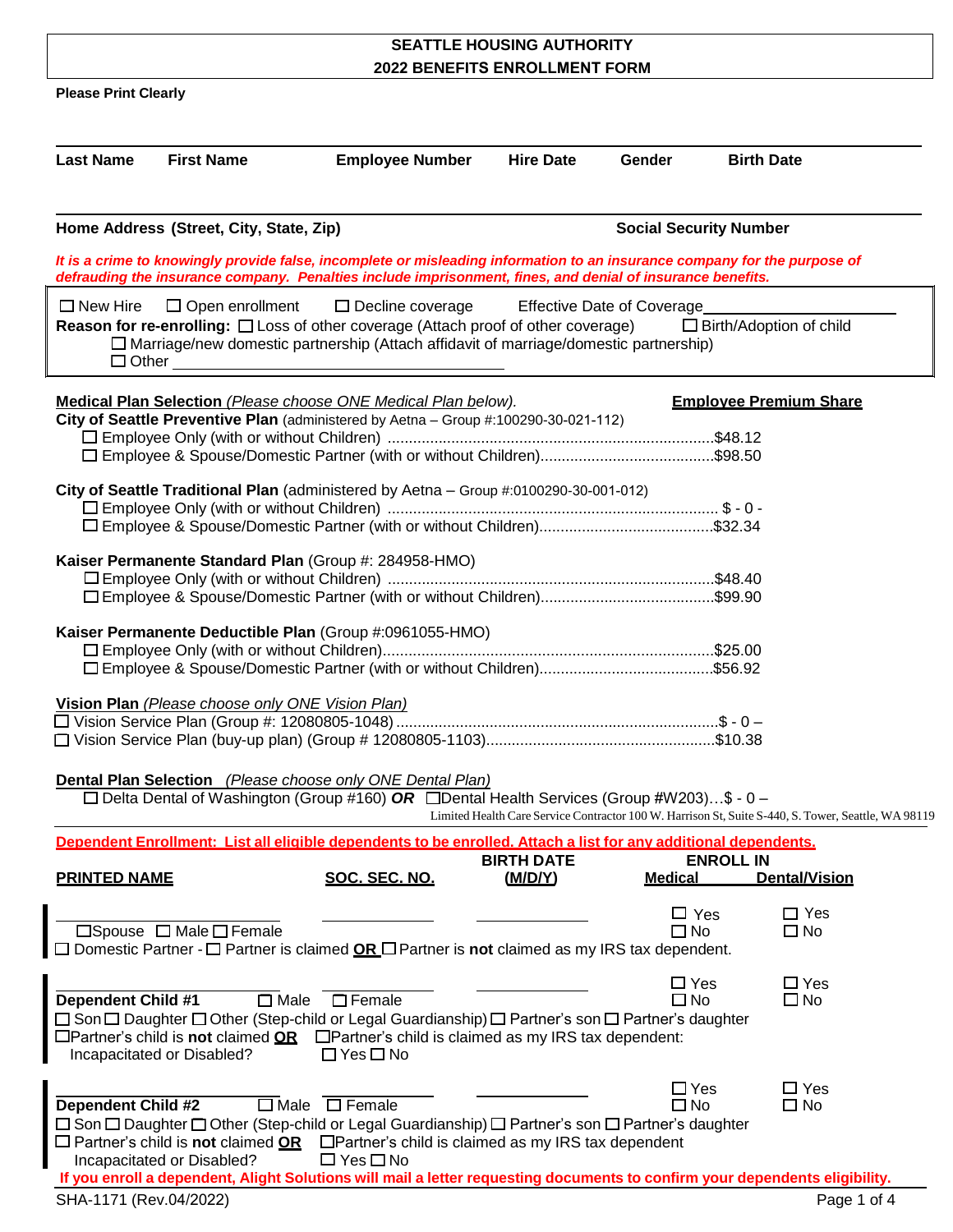# SEATTLE HOUSING AUTHORITY
## 2022 BENEFITS ENROLLMENT FORM

**Please Print Clearly**

| Last Name | First Name | Employee Number | Hire Date | Gender | Birth Date |
|---|---|---|---|---|---|
| | | | | | |

| Home Address (Street, City, State, Zip) | Social Security Number |
|---|---|
| | |

***It is a crime to knowingly provide false, incomplete or misleading information to an insurance company for the purpose of defrauding the insurance company. Penalties include imprisonment, fines, and denial of insurance benefits.***

☐ New Hire ☐ Open enrollment ☐ Decline coverage Effective Date of Coverage\_\_\_\_\_\_\_\_\_\_\_\_\_\_\_\_\_\_\_\_

**Reason for re-enrolling:** ☐ Loss of other coverage (Attach proof of other coverage) ☐ Birth/Adoption of child
☐ Marriage/new domestic partnership (Attach affidavit of marriage/domestic partnership)
☐ Other \_\_\_\_\_\_\_\_\_\_\_\_\_\_\_\_\_\_\_\_\_\_\_\_\_\_\_\_\_\_\_\_\_\_\_\_\_\_\_\_\_\_

**Medical Plan Selection** *(Please choose ONE Medical Plan below).* **Employee Premium Share**

**City of Seattle Preventive Plan** (administered by Aetna – Group #:100290-30-021-112)
- ☐ Employee Only (with or without Children) ..................................$48.12
- ☐ Employee & Spouse/Domestic Partner (with or without Children)..................................$98.50

**City of Seattle Traditional Plan** (administered by Aetna – Group #:0100290-30-001-012)
- ☐ Employee Only (with or without Children) .................................. $ - 0 -
- ☐ Employee & Spouse/Domestic Partner (with or without Children)..................................$32.34

**Kaiser Permanente Standard Plan** (Group #: 284958-HMO)
- ☐ Employee Only (with or without Children) ..................................$48.40
- ☐ Employee & Spouse/Domestic Partner (with or without Children)..................................$99.90

**Kaiser Permanente Deductible Plan** (Group #:0961055-HMO)
- ☐ Employee Only (with or without Children)..................................$25.00
- ☐ Employee & Spouse/Domestic Partner (with or without Children)..................................$56.92

**Vision Plan** *(Please choose only ONE Vision Plan)*
- ☐ Vision Service Plan (Group #: 12080805-1048)..................................$ - 0 –
- ☐ Vision Service Plan (buy-up plan) (Group # 12080805-1103)..................................$10.38

**Dental Plan Selection** *(Please choose only ONE Dental Plan)*
☐ Delta Dental of Washington (Group #160) ***OR*** ☐Dental Health Services (Group #W203)…$ - 0 –
Limited Health Care Service Contractor 100 W. Harrison St, Suite S-440, S. Tower, Seattle, WA 98119

**Dependent Enrollment: List all eligible dependents to be enrolled. Attach a list for any additional dependents.**

| PRINTED NAME | SOC. SEC. NO. | BIRTH DATE (M/D/Y) | ENROLL IN Medical | ENROLL IN Dental/Vision |
|---|---|---|---|---|
| ☐Spouse ☐ Male ☐ Female | | | ☐ Yes ☐ No | ☐ Yes ☐ No |
| **Dependent Child #1** ☐ Male ☐ Female | | | ☐ Yes ☐ No | ☐ Yes ☐ No |
| **Dependent Child #2** ☐ Male ☐ Female | | | ☐ Yes ☐ No | ☐ Yes ☐ No |

Spouse: ☐ Domestic Partner - ☐ Partner is claimed **OR** ☐ Partner is **not** claimed as my IRS tax dependent.

Dependent Child #1: ☐ Son ☐ Daughter ☐ Other (Step-child or Legal Guardianship) ☐ Partner's son ☐ Partner's daughter
☐Partner's child is **not** claimed **OR** ☐Partner's child is claimed as my IRS tax dependent:
Incapacitated or Disabled? ☐ Yes ☐ No

Dependent Child #2: ☐ Son ☐ Daughter ☐ Other (Step-child or Legal Guardianship) ☐ Partner's son ☐ Partner's daughter
☐ Partner's child is **not** claimed **OR** ☐Partner's child is claimed as my IRS tax dependent
Incapacitated or Disabled? ☐ Yes ☐ No

**If you enroll a dependent, Alight Solutions will mail a letter requesting documents to confirm your dependents eligibility.**

SHA-1171 (Rev.04/2022)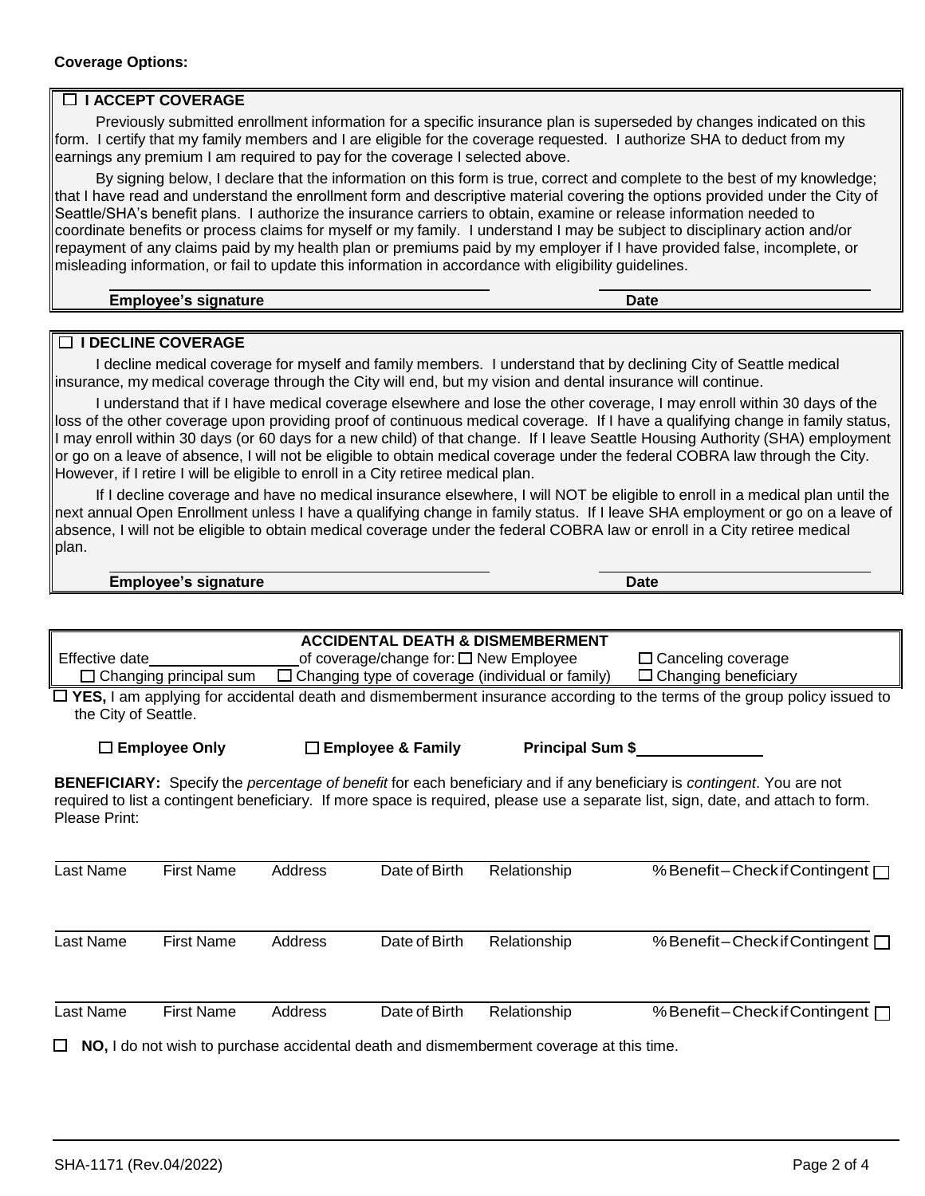**Coverage Options:**

☐ **I ACCEPT COVERAGE**

Previously submitted enrollment information for a specific insurance plan is superseded by changes indicated on this form. I certify that my family members and I are eligible for the coverage requested. I authorize SHA to deduct from my earnings any premium I am required to pay for the coverage I selected above.

By signing below, I declare that the information on this form is true, correct and complete to the best of my knowledge; that I have read and understand the enrollment form and descriptive material covering the options provided under the City of Seattle/SHA's benefit plans. I authorize the insurance carriers to obtain, examine or release information needed to coordinate benefits or process claims for myself or my family. I understand I may be subject to disciplinary action and/or repayment of any claims paid by my health plan or premiums paid by my employer if I have provided false, incomplete, or misleading information, or fail to update this information in accordance with eligibility guidelines.

**Employee's signature** ______________________ **Date** ______________

☐ **I DECLINE COVERAGE**

I decline medical coverage for myself and family members. I understand that by declining City of Seattle medical insurance, my medical coverage through the City will end, but my vision and dental insurance will continue.

I understand that if I have medical coverage elsewhere and lose the other coverage, I may enroll within 30 days of the loss of the other coverage upon providing proof of continuous medical coverage. If I have a qualifying change in family status, I may enroll within 30 days (or 60 days for a new child) of that change. If I leave Seattle Housing Authority (SHA) employment or go on a leave of absence, I will not be eligible to obtain medical coverage under the federal COBRA law through the City. However, if I retire I will be eligible to enroll in a City retiree medical plan.

If I decline coverage and have no medical insurance elsewhere, I will NOT be eligible to enroll in a medical plan until the next annual Open Enrollment unless I have a qualifying change in family status. If I leave SHA employment or go on a leave of absence, I will not be eligible to obtain medical coverage under the federal COBRA law or enroll in a City retiree medical plan.

**Employee's signature** ______________________ **Date** ______________

**ACCIDENTAL DEATH & DISMEMBERMENT**

Effective date ______________ of coverage/change for: ☐ New Employee ☐ Canceling coverage
☐ Changing principal sum ☐ Changing type of coverage (individual or family) ☐ Changing beneficiary

☐ **YES,** I am applying for accidental death and dismemberment insurance according to the terms of the group policy issued to the City of Seattle.

☐ **Employee Only** ☐ **Employee & Family** **Principal Sum $** ______________

**BENEFICIARY:** Specify the *percentage of benefit* for each beneficiary and if any beneficiary is *contingent*. You are not required to list a contingent beneficiary. If more space is required, please use a separate list, sign, date, and attach to form. Please Print:

| Last Name | First Name | Address | Date of Birth | Relationship | % Benefit – Check if Contingent ☐ |
|---|---|---|---|---|---|
| | | | | | |
| Last Name | First Name | Address | Date of Birth | Relationship | % Benefit – Check if Contingent ☐ |
| | | | | | |
| Last Name | First Name | Address | Date of Birth | Relationship | % Benefit – Check if Contingent ☐ |

☐ **NO,** I do not wish to purchase accidental death and dismemberment coverage at this time.

SHA-1171 (Rev.04/2022)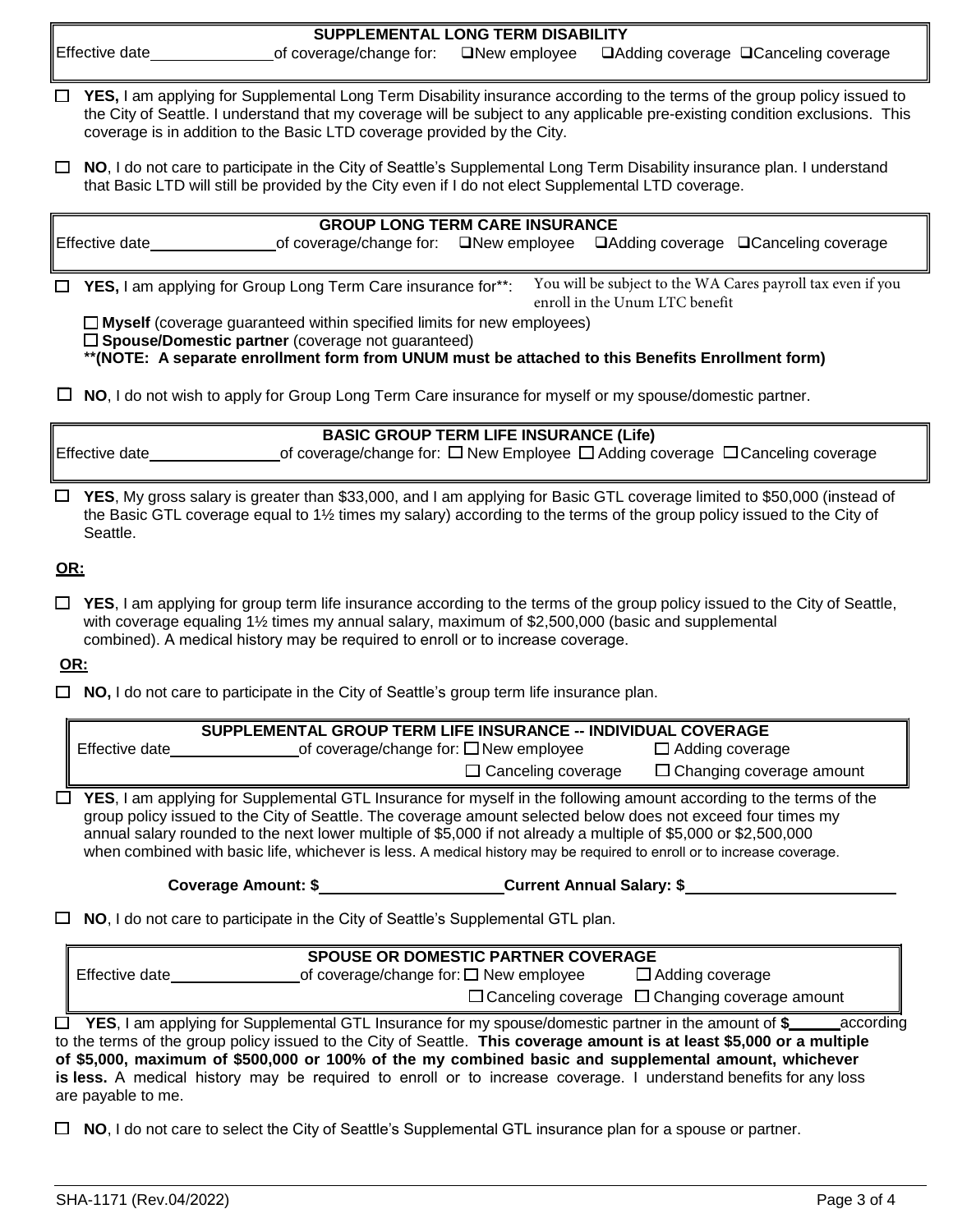## SUPPLEMENTAL LONG TERM DISABILITY

Effective date ______________ of coverage/change for: ☐New employee ☐Adding coverage ☐Canceling coverage

☐ **YES,** I am applying for Supplemental Long Term Disability insurance according to the terms of the group policy issued to the City of Seattle. I understand that my coverage will be subject to any applicable pre-existing condition exclusions. This coverage is in addition to the Basic LTD coverage provided by the City.

☐ **NO**, I do not care to participate in the City of Seattle's Supplemental Long Term Disability insurance plan. I understand that Basic LTD will still be provided by the City even if I do not elect Supplemental LTD coverage.

## GROUP LONG TERM CARE INSURANCE

Effective date ______________ of coverage/change for: ☐New employee ☐Adding coverage ☐Canceling coverage

☐ **YES,** I am applying for Group Long Term Care insurance for**: You will be subject to the WA Cares payroll tax even if you enroll in the Unum LTC benefit

☐ **Myself** (coverage guaranteed within specified limits for new employees)
☐ **Spouse/Domestic partner** (coverage not guaranteed)
****(NOTE: A separate enrollment form from UNUM must be attached to this Benefits Enrollment form)**

☐ **NO**, I do not wish to apply for Group Long Term Care insurance for myself or my spouse/domestic partner.

## BASIC GROUP TERM LIFE INSURANCE (Life)

Effective date ______________ of coverage/change for: ☐ New Employee ☐ Adding coverage ☐ Canceling coverage

☐ **YES**, My gross salary is greater than $33,000, and I am applying for Basic GTL coverage limited to $50,000 (instead of the Basic GTL coverage equal to 1½ times my salary) according to the terms of the group policy issued to the City of Seattle.

**OR:**

☐ **YES**, I am applying for group term life insurance according to the terms of the group policy issued to the City of Seattle, with coverage equaling 1½ times my annual salary, maximum of $2,500,000 (basic and supplemental combined). A medical history may be required to enroll or to increase coverage.

**OR:**

☐ **NO,** I do not care to participate in the City of Seattle's group term life insurance plan.

## SUPPLEMENTAL GROUP TERM LIFE INSURANCE -- INDIVIDUAL COVERAGE

Effective date ______________ of coverage/change for: ☐ New employee ☐ Adding coverage ☐ Canceling coverage ☐ Changing coverage amount

☐ **YES**, I am applying for Supplemental GTL Insurance for myself in the following amount according to the terms of the group policy issued to the City of Seattle. The coverage amount selected below does not exceed four times my annual salary rounded to the next lower multiple of $5,000 if not already a multiple of $5,000 or $2,500,000 when combined with basic life, whichever is less. A medical history may be required to enroll or to increase coverage.

**Coverage Amount: $** ____________________ **Current Annual Salary: $** ____________________

☐ **NO**, I do not care to participate in the City of Seattle's Supplemental GTL plan.

## SPOUSE OR DOMESTIC PARTNER COVERAGE

Effective date ______________ of coverage/change for: ☐ New employee ☐ Adding coverage ☐ Canceling coverage ☐ Changing coverage amount

☐ **YES**, I am applying for Supplemental GTL Insurance for my spouse/domestic partner in the amount of **$**______ according to the terms of the group policy issued to the City of Seattle. **This coverage amount is at least $5,000 or a multiple of $5,000, maximum of $500,000 or 100% of the my combined basic and supplemental amount, whichever is less.** A medical history may be required to enroll or to increase coverage. I understand benefits for any loss are payable to me.

☐ **NO**, I do not care to select the City of Seattle's Supplemental GTL insurance plan for a spouse or partner.

SHA-1171 (Rev.04/2022)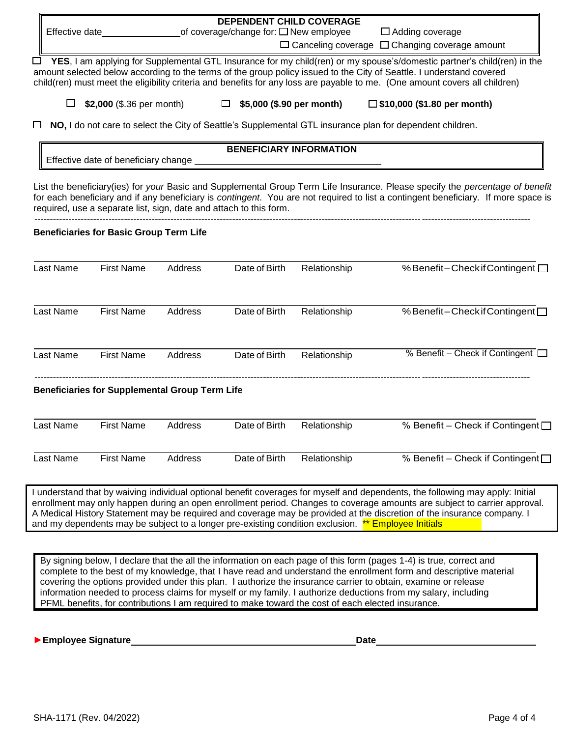**DEPENDENT CHILD COVERAGE**

Effective date_______________ of coverage/change for: ☐ New employee ☐ Adding coverage ☐ Canceling coverage ☐ Changing coverage amount

☐ **YES**, I am applying for Supplemental GTL Insurance for my child(ren) or my spouse's/domestic partner's child(ren) in the amount selected below according to the terms of the group policy issued to the City of Seattle. I understand covered child(ren) must meet the eligibility criteria and benefits for any loss are payable to me. (One amount covers all children)

☐ **$2,000** ($.36 per month) ☐ **$5,000 ($.90 per month)** ☐ **$10,000 ($1.80 per month)**

☐ **NO,** I do not care to select the City of Seattle's Supplemental GTL insurance plan for dependent children.

**BENEFICIARY INFORMATION**

Effective date of beneficiary change _______________________________

List the beneficiary(ies) for *your* Basic and Supplemental Group Term Life Insurance. Please specify the *percentage of benefit* for each beneficiary and if any beneficiary is *contingent*. You are not required to list a contingent beneficiary. If more space is required, use a separate list, sign, date and attach to this form.

**Beneficiaries for Basic Group Term Life**

| Last Name | First Name | Address | Date of Birth | Relationship | % Benefit – Check if Contingent ☐ |
|---|---|---|---|---|---|
| Last Name | First Name | Address | Date of Birth | Relationship | % Benefit – Check if Contingent ☐ |
| Last Name | First Name | Address | Date of Birth | Relationship | % Benefit – Check if Contingent ☐ |

**Beneficiaries for Supplemental Group Term Life**

| Last Name | First Name | Address | Date of Birth | Relationship | % Benefit – Check if Contingent ☐ |
|---|---|---|---|---|---|
| Last Name | First Name | Address | Date of Birth | Relationship | % Benefit – Check if Contingent ☐ |

I understand that by waiving individual optional benefit coverages for myself and dependents, the following may apply: Initial enrollment may only happen during an open enrollment period. Changes to coverage amounts are subject to carrier approval. A Medical History Statement may be required and coverage may be provided at the discretion of the insurance company. I and my dependents may be subject to a longer pre-existing condition exclusion. ** Employee Initials

By signing below, I declare that the all the information on each page of this form (pages 1-4) is true, correct and complete to the best of my knowledge, that I have read and understand the enrollment form and descriptive material covering the options provided under this plan. I authorize the insurance carrier to obtain, examine or release information needed to process claims for myself or my family. I authorize deductions from my salary, including PFML benefits, for contributions I am required to make toward the cost of each elected insurance.

►**Employee Signature**_______________________________________ **Date**_____________________________

SHA-1171 (Rev. 04/2022)